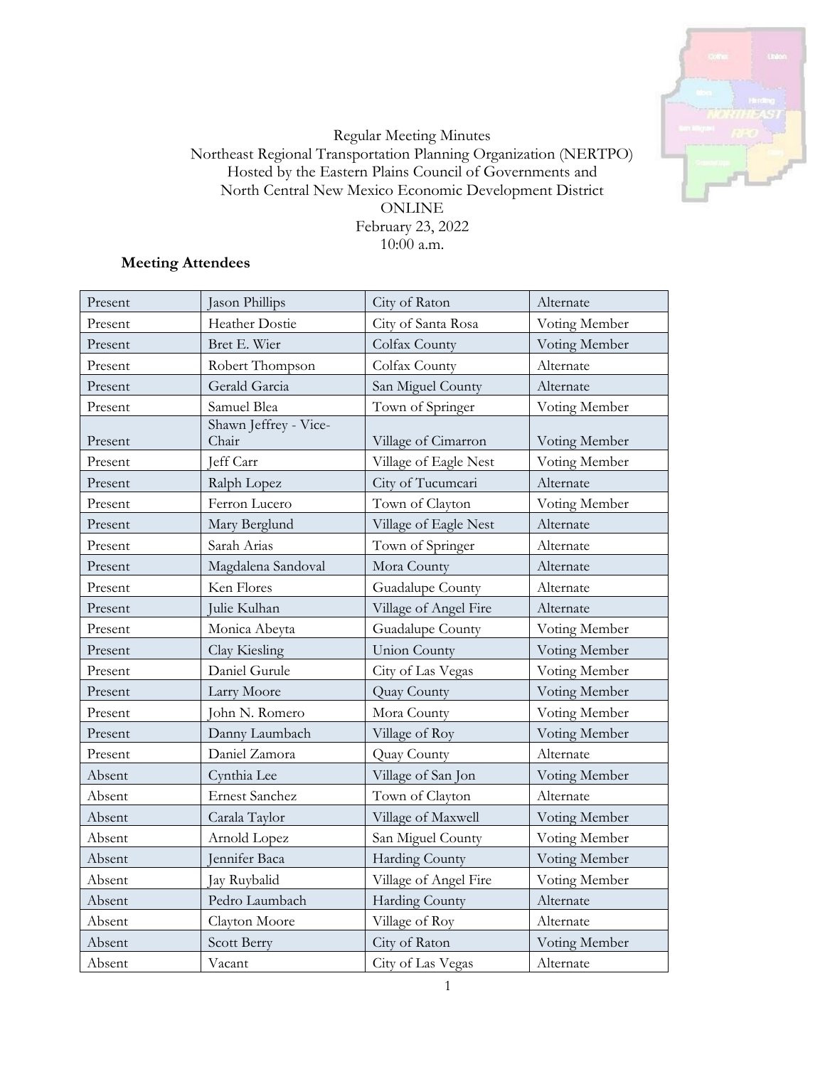Regular Meeting Minutes
Northeast Regional Transportation Planning Organization (NERTPO)
Hosted by the Eastern Plains Council of Governments and
North Central New Mexico Economic Development District
ONLINE
February 23, 2022
10:00 a.m.

**Meeting Attendees**

| | | | |
|---|---|---|---|
| Present | Jason Phillips | City of Raton | Alternate |
| Present | Heather Dostie | City of Santa Rosa | Voting Member |
| Present | Bret E. Wier | Colfax County | Voting Member |
| Present | Robert Thompson | Colfax County | Alternate |
| Present | Gerald Garcia | San Miguel County | Alternate |
| Present | Samuel Blea | Town of Springer | Voting Member |
| Present | Shawn Jeffrey - Vice-Chair | Village of Cimarron | Voting Member |
| Present | Jeff Carr | Village of Eagle Nest | Voting Member |
| Present | Ralph Lopez | City of Tucumcari | Alternate |
| Present | Ferron Lucero | Town of Clayton | Voting Member |
| Present | Mary Berglund | Village of Eagle Nest | Alternate |
| Present | Sarah Arias | Town of Springer | Alternate |
| Present | Magdalena Sandoval | Mora County | Alternate |
| Present | Ken Flores | Guadalupe County | Alternate |
| Present | Julie Kulhan | Village of Angel Fire | Alternate |
| Present | Monica Abeyta | Guadalupe County | Voting Member |
| Present | Clay Kiesling | Union County | Voting Member |
| Present | Daniel Gurule | City of Las Vegas | Voting Member |
| Present | Larry Moore | Quay County | Voting Member |
| Present | John N. Romero | Mora County | Voting Member |
| Present | Danny Laumbach | Village of Roy | Voting Member |
| Present | Daniel Zamora | Quay County | Alternate |
| Absent | Cynthia Lee | Village of San Jon | Voting Member |
| Absent | Ernest Sanchez | Town of Clayton | Alternate |
| Absent | Carala Taylor | Village of Maxwell | Voting Member |
| Absent | Arnold Lopez | San Miguel County | Voting Member |
| Absent | Jennifer Baca | Harding County | Voting Member |
| Absent | Jay Ruybalid | Village of Angel Fire | Voting Member |
| Absent | Pedro Laumbach | Harding County | Alternate |
| Absent | Clayton Moore | Village of Roy | Alternate |
| Absent | Scott Berry | City of Raton | Voting Member |
| Absent | Vacant | City of Las Vegas | Alternate |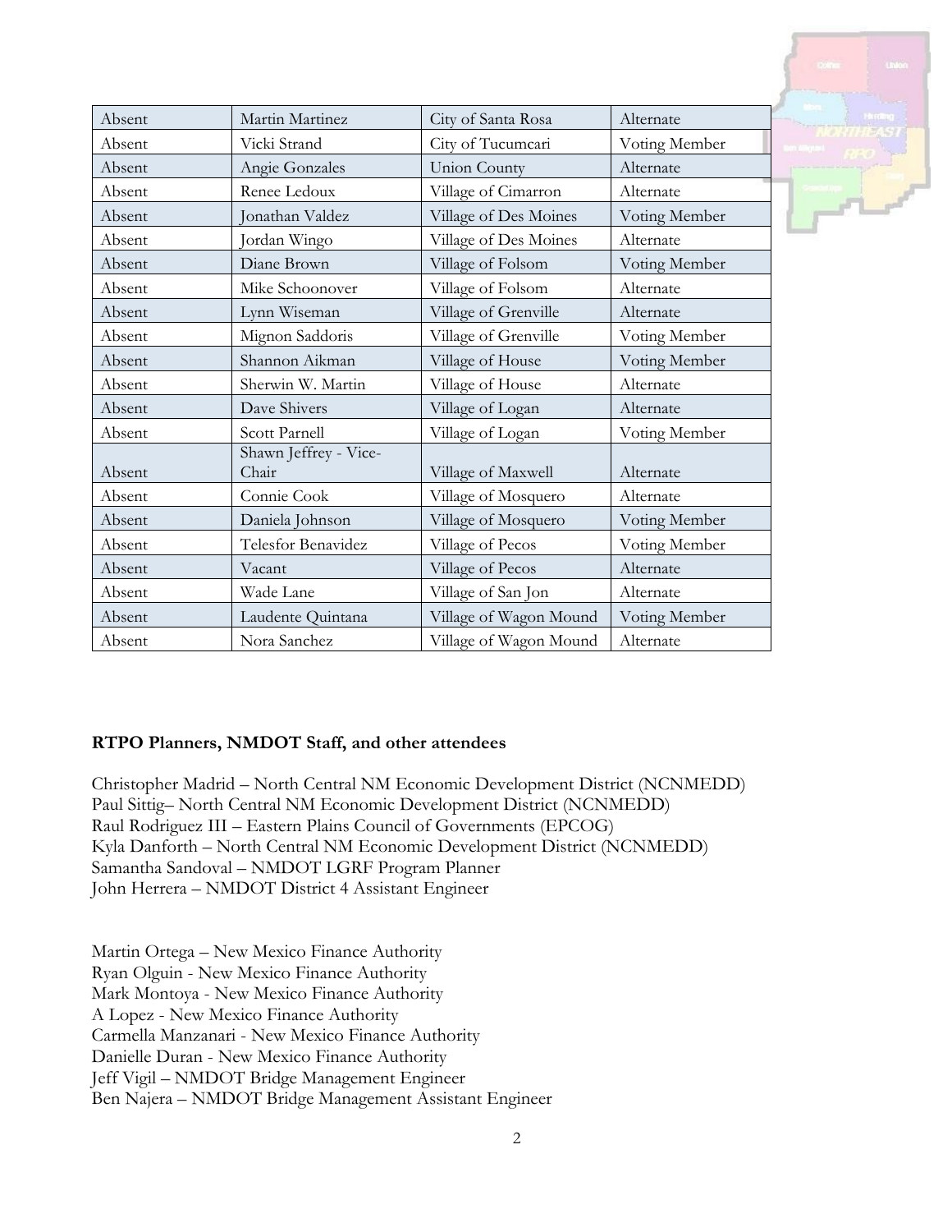| Absent | Martin Martinez | City of Santa Rosa | Alternate |
|---|---|---|---|
| Absent | Vicki Strand | City of Tucumcari | Voting Member |
| Absent | Angie Gonzales | Union County | Alternate |
| Absent | Renee Ledoux | Village of Cimarron | Alternate |
| Absent | Jonathan Valdez | Village of Des Moines | Voting Member |
| Absent | Jordan Wingo | Village of Des Moines | Alternate |
| Absent | Diane Brown | Village of Folsom | Voting Member |
| Absent | Mike Schoonover | Village of Folsom | Alternate |
| Absent | Lynn Wiseman | Village of Grenville | Alternate |
| Absent | Mignon Saddoris | Village of Grenville | Voting Member |
| Absent | Shannon Aikman | Village of House | Voting Member |
| Absent | Sherwin W. Martin | Village of House | Alternate |
| Absent | Dave Shivers | Village of Logan | Alternate |
| Absent | Scott Parnell | Village of Logan | Voting Member |
| Absent | Shawn Jeffrey - Vice-Chair | Village of Maxwell | Alternate |
| Absent | Connie Cook | Village of Mosquero | Alternate |
| Absent | Daniela Johnson | Village of Mosquero | Voting Member |
| Absent | Telesfor Benavidez | Village of Pecos | Voting Member |
| Absent | Vacant | Village of Pecos | Alternate |
| Absent | Wade Lane | Village of San Jon | Alternate |
| Absent | Laudente Quintana | Village of Wagon Mound | Voting Member |
| Absent | Nora Sanchez | Village of Wagon Mound | Alternate |

**RTPO Planners, NMDOT Staff, and other attendees**

Christopher Madrid – North Central NM Economic Development District (NCNMEDD)
Paul Sittig– North Central NM Economic Development District (NCNMEDD)
Raul Rodriguez III – Eastern Plains Council of Governments (EPCOG)
Kyla Danforth – North Central NM Economic Development District (NCNMEDD)
Samantha Sandoval – NMDOT LGRF Program Planner
John Herrera – NMDOT District 4 Assistant Engineer

Martin Ortega – New Mexico Finance Authority
Ryan Olguin - New Mexico Finance Authority
Mark Montoya - New Mexico Finance Authority
A Lopez - New Mexico Finance Authority
Carmella Manzanari - New Mexico Finance Authority
Danielle Duran - New Mexico Finance Authority
Jeff Vigil – NMDOT Bridge Management Engineer
Ben Najera – NMDOT Bridge Management Assistant Engineer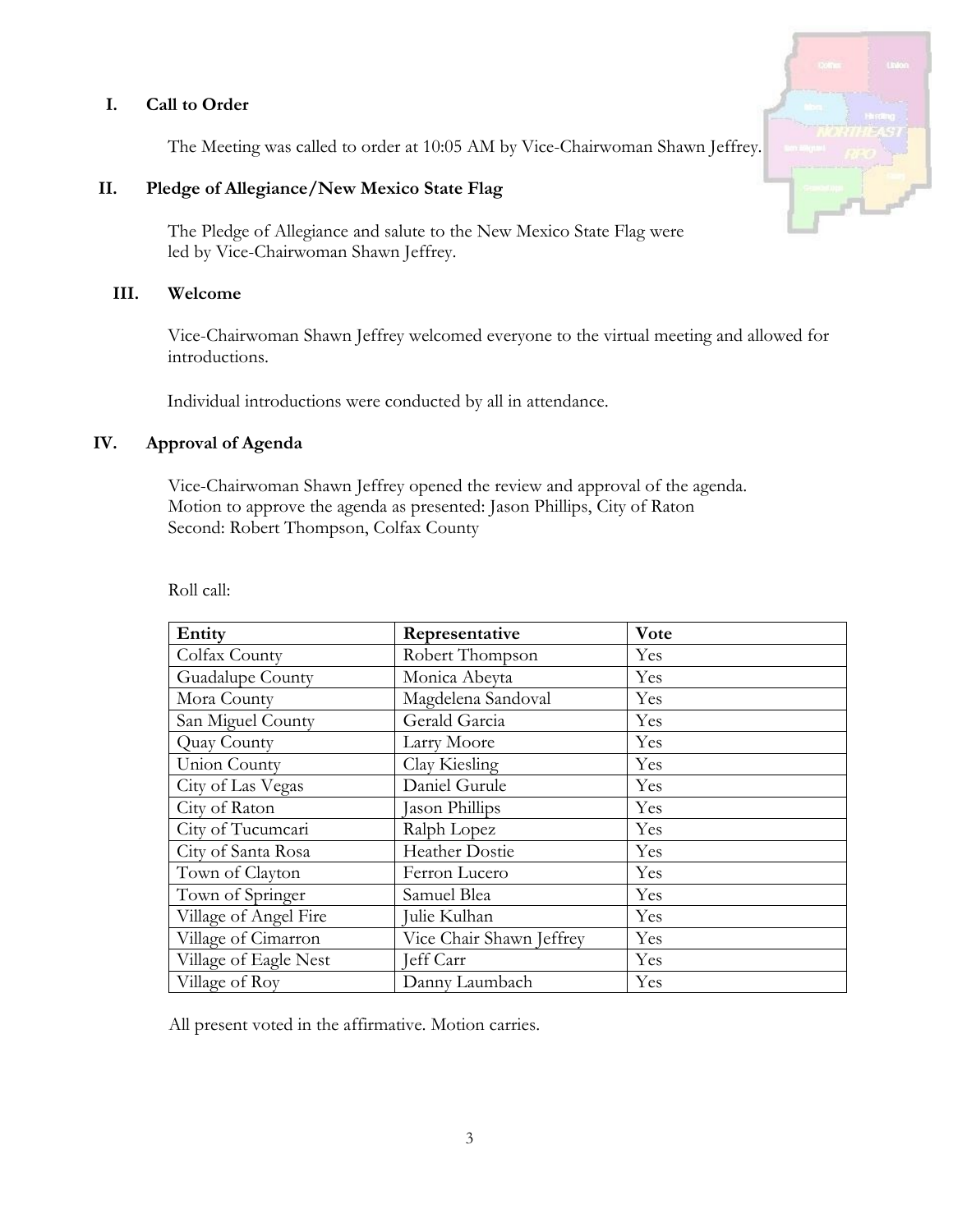## I. Call to Order

The Meeting was called to order at 10:05 AM by Vice-Chairwoman Shawn Jeffrey.

## II. Pledge of Allegiance/New Mexico State Flag

The Pledge of Allegiance and salute to the New Mexico State Flag were led by Vice-Chairwoman Shawn Jeffrey.

## III. Welcome

Vice-Chairwoman Shawn Jeffrey welcomed everyone to the virtual meeting and allowed for introductions.

Individual introductions were conducted by all in attendance.

## IV. Approval of Agenda

Vice-Chairwoman Shawn Jeffrey opened the review and approval of the agenda.
Motion to approve the agenda as presented: Jason Phillips, City of Raton
Second: Robert Thompson, Colfax County

Roll call:

| Entity | Representative | Vote |
|---|---|---|
| Colfax County | Robert Thompson | Yes |
| Guadalupe County | Monica Abeyta | Yes |
| Mora County | Magdelena Sandoval | Yes |
| San Miguel County | Gerald Garcia | Yes |
| Quay County | Larry Moore | Yes |
| Union County | Clay Kiesling | Yes |
| City of Las Vegas | Daniel Gurule | Yes |
| City of Raton | Jason Phillips | Yes |
| City of Tucumcari | Ralph Lopez | Yes |
| City of Santa Rosa | Heather Dostie | Yes |
| Town of Clayton | Ferron Lucero | Yes |
| Town of Springer | Samuel Blea | Yes |
| Village of Angel Fire | Julie Kulhan | Yes |
| Village of Cimarron | Vice Chair Shawn Jeffrey | Yes |
| Village of Eagle Nest | Jeff Carr | Yes |
| Village of Roy | Danny Laumbach | Yes |

All present voted in the affirmative. Motion carries.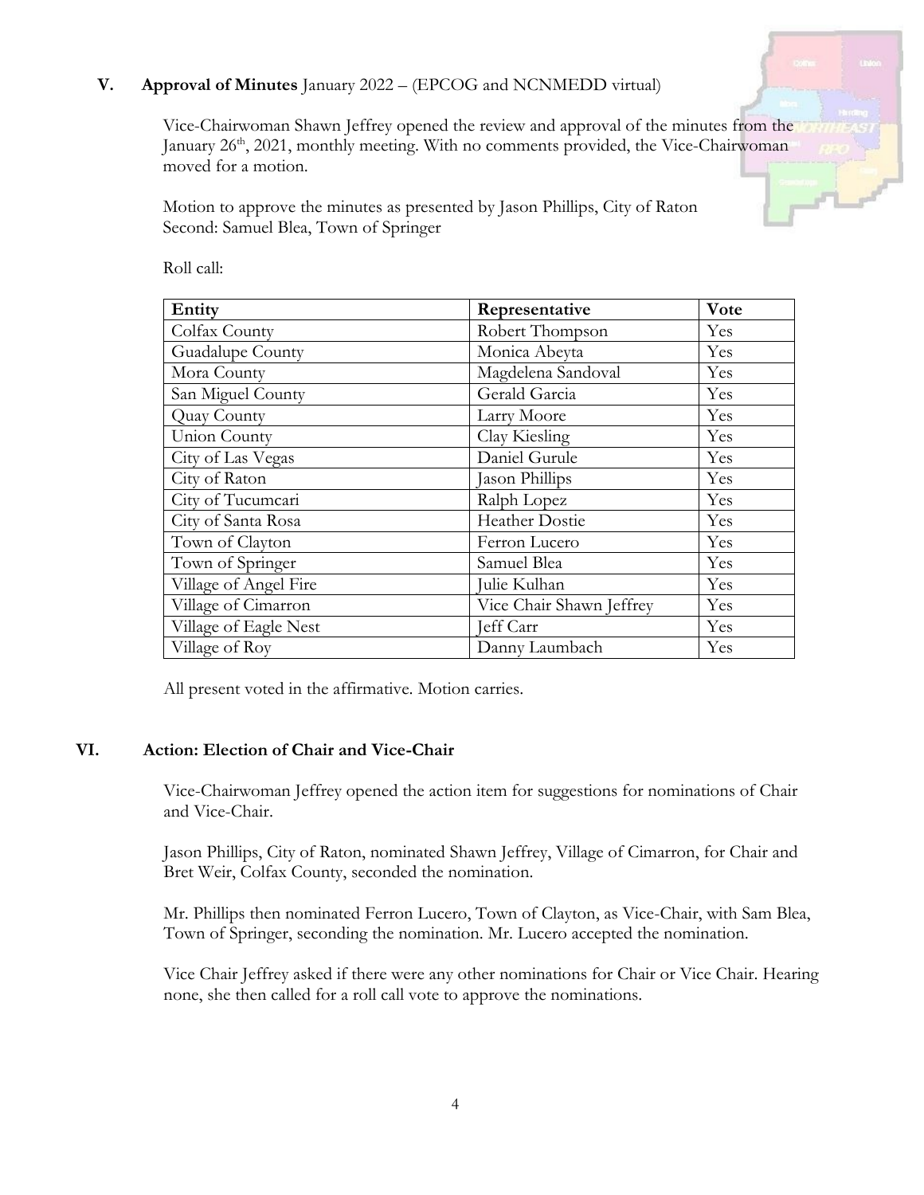## V. Approval of Minutes January 2022 – (EPCOG and NCNMEDD virtual)

Vice-Chairwoman Shawn Jeffrey opened the review and approval of the minutes from the January 26th, 2021, monthly meeting. With no comments provided, the Vice-Chairwoman moved for a motion.

Motion to approve the minutes as presented by Jason Phillips, City of Raton
Second: Samuel Blea, Town of Springer

Roll call:

| Entity | Representative | Vote |
|---|---|---|
| Colfax County | Robert Thompson | Yes |
| Guadalupe County | Monica Abeyta | Yes |
| Mora County | Magdelena Sandoval | Yes |
| San Miguel County | Gerald Garcia | Yes |
| Quay County | Larry Moore | Yes |
| Union County | Clay Kiesling | Yes |
| City of Las Vegas | Daniel Gurule | Yes |
| City of Raton | Jason Phillips | Yes |
| City of Tucumcari | Ralph Lopez | Yes |
| City of Santa Rosa | Heather Dostie | Yes |
| Town of Clayton | Ferron Lucero | Yes |
| Town of Springer | Samuel Blea | Yes |
| Village of Angel Fire | Julie Kulhan | Yes |
| Village of Cimarron | Vice Chair Shawn Jeffrey | Yes |
| Village of Eagle Nest | Jeff Carr | Yes |
| Village of Roy | Danny Laumbach | Yes |

All present voted in the affirmative. Motion carries.

## VI. Action: Election of Chair and Vice-Chair

Vice-Chairwoman Jeffrey opened the action item for suggestions for nominations of Chair and Vice-Chair.

Jason Phillips, City of Raton, nominated Shawn Jeffrey, Village of Cimarron, for Chair and Bret Weir, Colfax County, seconded the nomination.

Mr. Phillips then nominated Ferron Lucero, Town of Clayton, as Vice-Chair, with Sam Blea, Town of Springer, seconding the nomination. Mr. Lucero accepted the nomination.

Vice Chair Jeffrey asked if there were any other nominations for Chair or Vice Chair. Hearing none, she then called for a roll call vote to approve the nominations.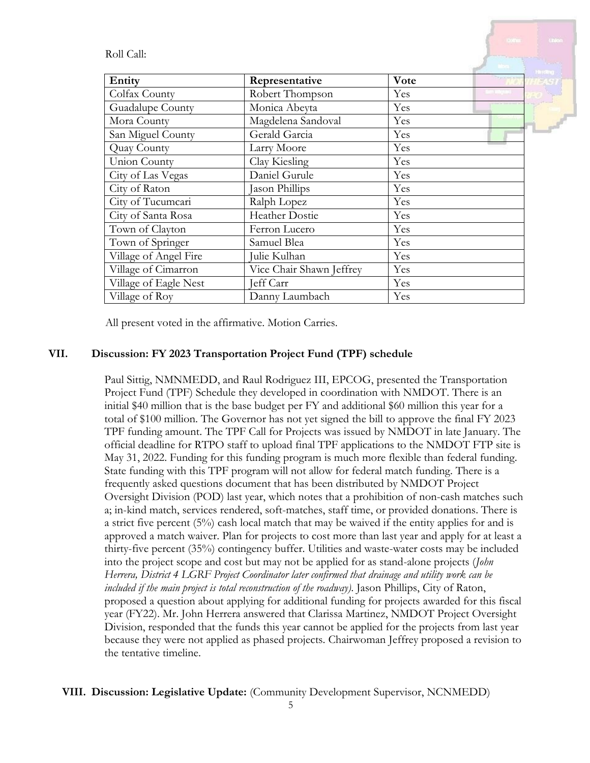Roll Call:

| Entity | Representative | Vote |
|---|---|---|
| Colfax County | Robert Thompson | Yes |
| Guadalupe County | Monica Abeyta | Yes |
| Mora County | Magdelena Sandoval | Yes |
| San Miguel County | Gerald Garcia | Yes |
| Quay County | Larry Moore | Yes |
| Union County | Clay Kiesling | Yes |
| City of Las Vegas | Daniel Gurule | Yes |
| City of Raton | Jason Phillips | Yes |
| City of Tucumcari | Ralph Lopez | Yes |
| City of Santa Rosa | Heather Dostie | Yes |
| Town of Clayton | Ferron Lucero | Yes |
| Town of Springer | Samuel Blea | Yes |
| Village of Angel Fire | Julie Kulhan | Yes |
| Village of Cimarron | Vice Chair Shawn Jeffrey | Yes |
| Village of Eagle Nest | Jeff Carr | Yes |
| Village of Roy | Danny Laumbach | Yes |

All present voted in the affirmative. Motion Carries.

## VII. Discussion: FY 2023 Transportation Project Fund (TPF) schedule

Paul Sittig, NMNMEDD, and Raul Rodriguez III, EPCOG, presented the Transportation Project Fund (TPF) Schedule they developed in coordination with NMDOT. There is an initial $40 million that is the base budget per FY and additional $60 million this year for a total of $100 million. The Governor has not yet signed the bill to approve the final FY 2023 TPF funding amount. The TPF Call for Projects was issued by NMDOT in late January. The official deadline for RTPO staff to upload final TPF applications to the NMDOT FTP site is May 31, 2022. Funding for this funding program is much more flexible than federal funding. State funding with this TPF program will not allow for federal match funding. There is a frequently asked questions document that has been distributed by NMDOT Project Oversight Division (POD) last year, which notes that a prohibition of non-cash matches such a; in-kind match, services rendered, soft-matches, staff time, or provided donations. There is a strict five percent (5%) cash local match that may be waived if the entity applies for and is approved a match waiver. Plan for projects to cost more than last year and apply for at least a thirty-five percent (35%) contingency buffer. Utilities and waste-water costs may be included into the project scope and cost but may not be applied for as stand-alone projects (*John Herrera, District 4 LGRF Project Coordinator later confirmed that drainage and utility work can be included if the main project is total reconstruction of the roadway).* Jason Phillips, City of Raton, proposed a question about applying for additional funding for projects awarded for this fiscal year (FY22). Mr. John Herrera answered that Clarissa Martinez, NMDOT Project Oversight Division, responded that the funds this year cannot be applied for the projects from last year because they were not applied as phased projects. Chairwoman Jeffrey proposed a revision to the tentative timeline.

## VIII. Discussion: Legislative Update: (Community Development Supervisor, NCNMEDD)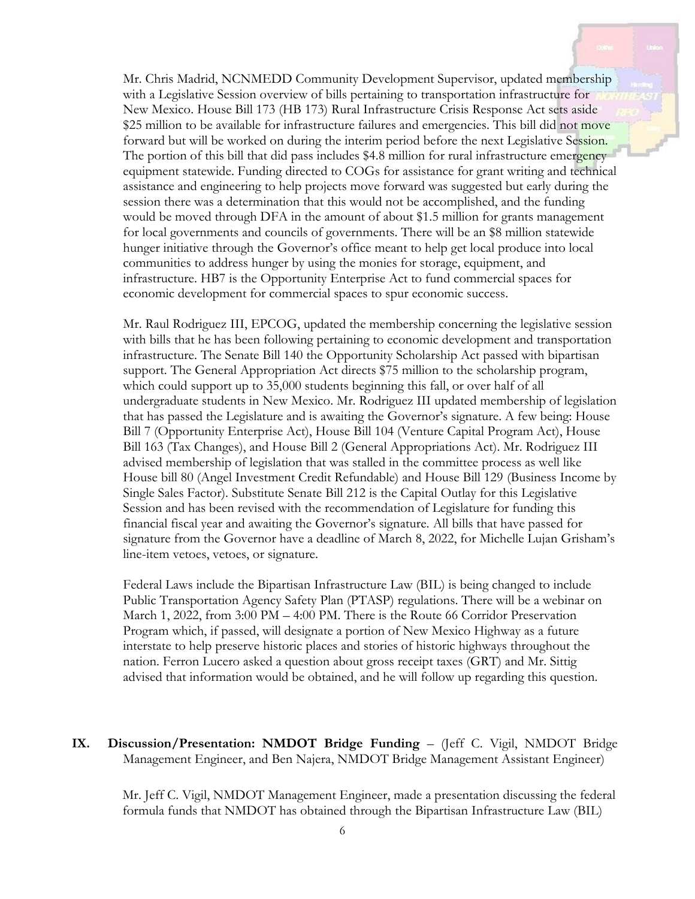Mr. Chris Madrid, NCNMEDD Community Development Supervisor, updated membership with a Legislative Session overview of bills pertaining to transportation infrastructure for New Mexico. House Bill 173 (HB 173) Rural Infrastructure Crisis Response Act sets aside $25 million to be available for infrastructure failures and emergencies. This bill did not move forward but will be worked on during the interim period before the next Legislative Session. The portion of this bill that did pass includes $4.8 million for rural infrastructure emergency equipment statewide. Funding directed to COGs for assistance for grant writing and technical assistance and engineering to help projects move forward was suggested but early during the session there was a determination that this would not be accomplished, and the funding would be moved through DFA in the amount of about $1.5 million for grants management for local governments and councils of governments. There will be an $8 million statewide hunger initiative through the Governor's office meant to help get local produce into local communities to address hunger by using the monies for storage, equipment, and infrastructure. HB7 is the Opportunity Enterprise Act to fund commercial spaces for economic development for commercial spaces to spur economic success.

Mr. Raul Rodriguez III, EPCOG, updated the membership concerning the legislative session with bills that he has been following pertaining to economic development and transportation infrastructure. The Senate Bill 140 the Opportunity Scholarship Act passed with bipartisan support. The General Appropriation Act directs $75 million to the scholarship program, which could support up to 35,000 students beginning this fall, or over half of all undergraduate students in New Mexico. Mr. Rodriguez III updated membership of legislation that has passed the Legislature and is awaiting the Governor's signature. A few being: House Bill 7 (Opportunity Enterprise Act), House Bill 104 (Venture Capital Program Act), House Bill 163 (Tax Changes), and House Bill 2 (General Appropriations Act). Mr. Rodriguez III advised membership of legislation that was stalled in the committee process as well like House bill 80 (Angel Investment Credit Refundable) and House Bill 129 (Business Income by Single Sales Factor). Substitute Senate Bill 212 is the Capital Outlay for this Legislative Session and has been revised with the recommendation of Legislature for funding this financial fiscal year and awaiting the Governor's signature. All bills that have passed for signature from the Governor have a deadline of March 8, 2022, for Michelle Lujan Grisham's line-item vetoes, vetoes, or signature.

Federal Laws include the Bipartisan Infrastructure Law (BIL) is being changed to include Public Transportation Agency Safety Plan (PTASP) regulations. There will be a webinar on March 1, 2022, from 3:00 PM – 4:00 PM. There is the Route 66 Corridor Preservation Program which, if passed, will designate a portion of New Mexico Highway as a future interstate to help preserve historic places and stories of historic highways throughout the nation. Ferron Lucero asked a question about gross receipt taxes (GRT) and Mr. Sittig advised that information would be obtained, and he will follow up regarding this question.

## IX. Discussion/Presentation: NMDOT Bridge Funding – (Jeff C. Vigil, NMDOT Bridge Management Engineer, and Ben Najera, NMDOT Bridge Management Assistant Engineer)

Mr. Jeff C. Vigil, NMDOT Management Engineer, made a presentation discussing the federal formula funds that NMDOT has obtained through the Bipartisan Infrastructure Law (BIL)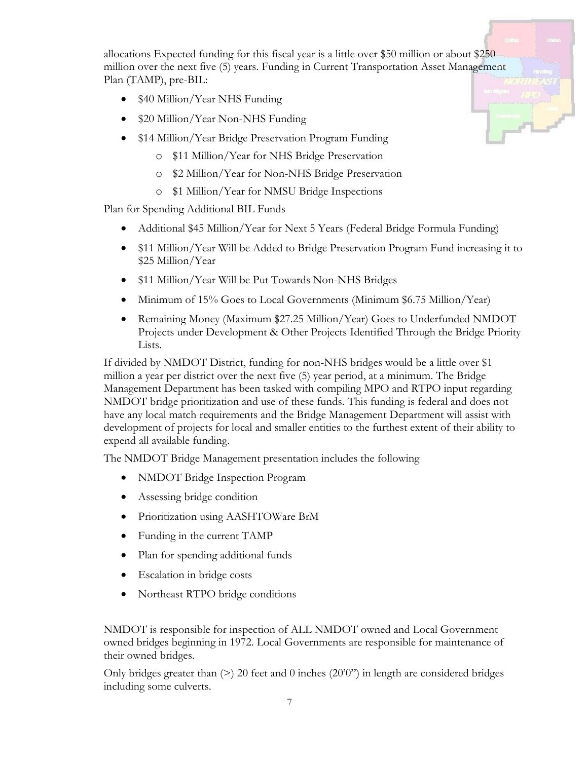allocations Expected funding for this fiscal year is a little over $50 million or about $250 million over the next five (5) years. Funding in Current Transportation Asset Management Plan (TAMP), pre-BIL:

- $40 Million/Year NHS Funding
- $20 Million/Year Non-NHS Funding
- $14 Million/Year Bridge Preservation Program Funding
  - $11 Million/Year for NHS Bridge Preservation
  - $2 Million/Year for Non-NHS Bridge Preservation
  - $1 Million/Year for NMSU Bridge Inspections

Plan for Spending Additional BIL Funds

- Additional $45 Million/Year for Next 5 Years (Federal Bridge Formula Funding)
- $11 Million/Year Will be Added to Bridge Preservation Program Fund increasing it to $25 Million/Year
- $11 Million/Year Will be Put Towards Non-NHS Bridges
- Minimum of 15% Goes to Local Governments (Minimum $6.75 Million/Year)
- Remaining Money (Maximum $27.25 Million/Year) Goes to Underfunded NMDOT Projects under Development & Other Projects Identified Through the Bridge Priority Lists.

If divided by NMDOT District, funding for non-NHS bridges would be a little over $1 million a year per district over the next five (5) year period, at a minimum. The Bridge Management Department has been tasked with compiling MPO and RTPO input regarding NMDOT bridge prioritization and use of these funds. This funding is federal and does not have any local match requirements and the Bridge Management Department will assist with development of projects for local and smaller entities to the furthest extent of their ability to expend all available funding.

The NMDOT Bridge Management presentation includes the following

- NMDOT Bridge Inspection Program
- Assessing bridge condition
- Prioritization using AASHTOWare BrM
- Funding in the current TAMP
- Plan for spending additional funds
- Escalation in bridge costs
- Northeast RTPO bridge conditions

NMDOT is responsible for inspection of ALL NMDOT owned and Local Government owned bridges beginning in 1972. Local Governments are responsible for maintenance of their owned bridges.

Only bridges greater than (>) 20 feet and 0 inches (20'0") in length are considered bridges including some culverts.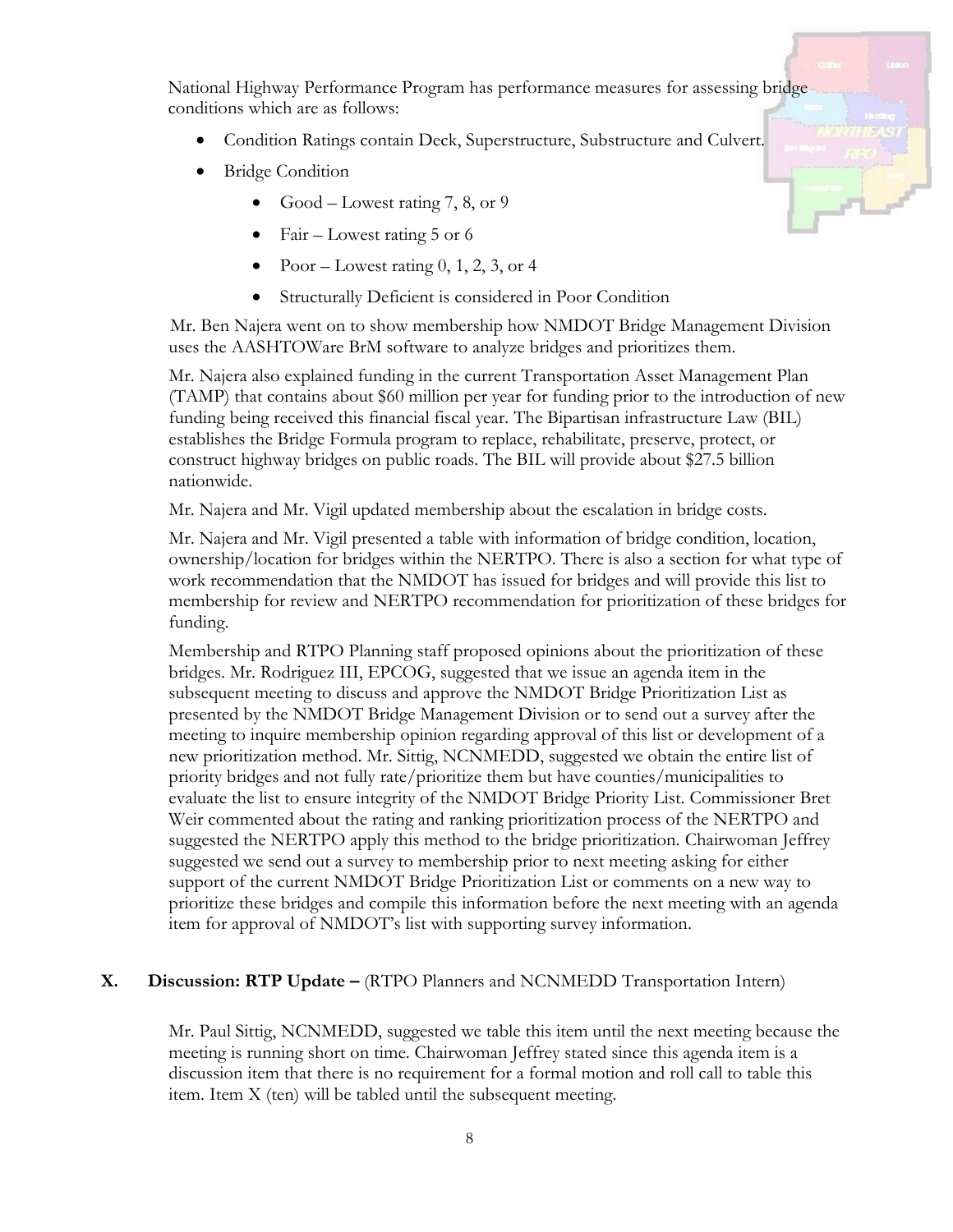National Highway Performance Program has performance measures for assessing bridge conditions which are as follows:

- Condition Ratings contain Deck, Superstructure, Substructure and Culvert.
- Bridge Condition
    - Good – Lowest rating 7, 8, or 9
    - Fair – Lowest rating 5 or 6
    - Poor – Lowest rating 0, 1, 2, 3, or 4
    - Structurally Deficient is considered in Poor Condition

Mr. Ben Najera went on to show membership how NMDOT Bridge Management Division uses the AASHTOWare BrM software to analyze bridges and prioritizes them.

Mr. Najera also explained funding in the current Transportation Asset Management Plan (TAMP) that contains about $60 million per year for funding prior to the introduction of new funding being received this financial fiscal year. The Bipartisan infrastructure Law (BIL) establishes the Bridge Formula program to replace, rehabilitate, preserve, protect, or construct highway bridges on public roads. The BIL will provide about $27.5 billion nationwide.

Mr. Najera and Mr. Vigil updated membership about the escalation in bridge costs.

Mr. Najera and Mr. Vigil presented a table with information of bridge condition, location, ownership/location for bridges within the NERTPO. There is also a section for what type of work recommendation that the NMDOT has issued for bridges and will provide this list to membership for review and NERTPO recommendation for prioritization of these bridges for funding.

Membership and RTPO Planning staff proposed opinions about the prioritization of these bridges. Mr. Rodriguez III, EPCOG, suggested that we issue an agenda item in the subsequent meeting to discuss and approve the NMDOT Bridge Prioritization List as presented by the NMDOT Bridge Management Division or to send out a survey after the meeting to inquire membership opinion regarding approval of this list or development of a new prioritization method. Mr. Sittig, NCNMEDD, suggested we obtain the entire list of priority bridges and not fully rate/prioritize them but have counties/municipalities to evaluate the list to ensure integrity of the NMDOT Bridge Priority List. Commissioner Bret Weir commented about the rating and ranking prioritization process of the NERTPO and suggested the NERTPO apply this method to the bridge prioritization. Chairwoman Jeffrey suggested we send out a survey to membership prior to next meeting asking for either support of the current NMDOT Bridge Prioritization List or comments on a new way to prioritize these bridges and compile this information before the next meeting with an agenda item for approval of NMDOT's list with supporting survey information.

## X. Discussion: RTP Update – (RTPO Planners and NCNMEDD Transportation Intern)

Mr. Paul Sittig, NCNMEDD, suggested we table this item until the next meeting because the meeting is running short on time. Chairwoman Jeffrey stated since this agenda item is a discussion item that there is no requirement for a formal motion and roll call to table this item. Item X (ten) will be tabled until the subsequent meeting.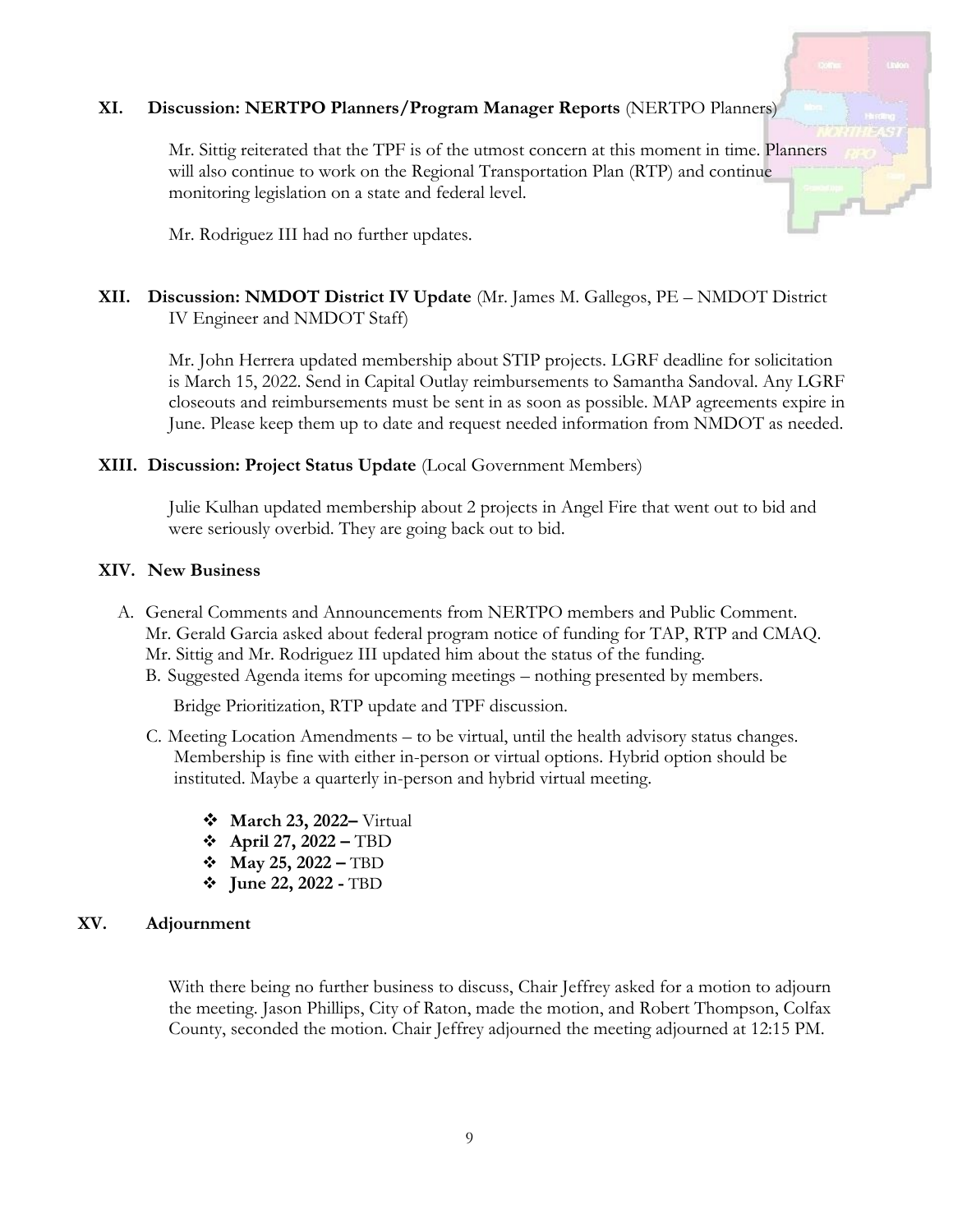## XI. Discussion: NERTPO Planners/Program Manager Reports (NERTPO Planners)

Mr. Sittig reiterated that the TPF is of the utmost concern at this moment in time. Planners will also continue to work on the Regional Transportation Plan (RTP) and continue monitoring legislation on a state and federal level.

Mr. Rodriguez III had no further updates.

## XII. Discussion: NMDOT District IV Update (Mr. James M. Gallegos, PE – NMDOT District IV Engineer and NMDOT Staff)

Mr. John Herrera updated membership about STIP projects. LGRF deadline for solicitation is March 15, 2022. Send in Capital Outlay reimbursements to Samantha Sandoval. Any LGRF closeouts and reimbursements must be sent in as soon as possible. MAP agreements expire in June. Please keep them up to date and request needed information from NMDOT as needed.

## XIII. Discussion: Project Status Update (Local Government Members)

Julie Kulhan updated membership about 2 projects in Angel Fire that went out to bid and were seriously overbid. They are going back out to bid.

## XIV. New Business

A. General Comments and Announcements from NERTPO members and Public Comment. Mr. Gerald Garcia asked about federal program notice of funding for TAP, RTP and CMAQ. Mr. Sittig and Mr. Rodriguez III updated him about the status of the funding.

B. Suggested Agenda items for upcoming meetings – nothing presented by members.

Bridge Prioritization, RTP update and TPF discussion.

C. Meeting Location Amendments – to be virtual, until the health advisory status changes. Membership is fine with either in-person or virtual options. Hybrid option should be instituted. Maybe a quarterly in-person and hybrid virtual meeting.

- **March 23, 2022–** Virtual
- **April 27, 2022 –** TBD
- **May 25, 2022 –** TBD
- **June 22, 2022 -** TBD

## XV. Adjournment

With there being no further business to discuss, Chair Jeffrey asked for a motion to adjourn the meeting. Jason Phillips, City of Raton, made the motion, and Robert Thompson, Colfax County, seconded the motion. Chair Jeffrey adjourned the meeting adjourned at 12:15 PM.